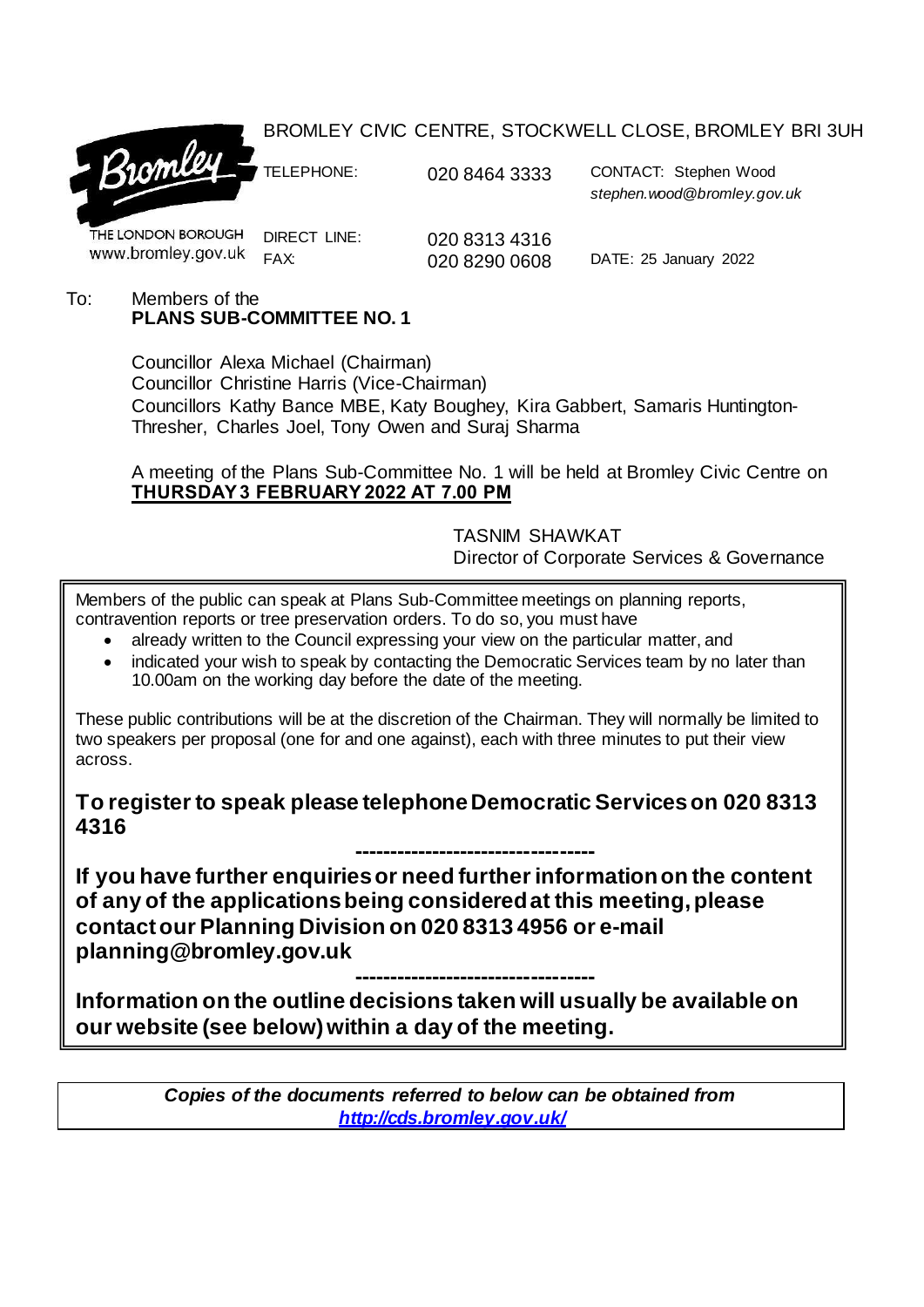Bromley

THE LONDON BOROUGH
www.bromley.gov.uk

BROMLEY CIVIC CENTRE, STOCKWELL CLOSE, BROMLEY BRI 3UH

TELEPHONE: 020 8464 3333 CONTACT: Stephen Wood
*stephen.wood@bromley.gov.uk*

DIRECT LINE: 020 8313 4316
FAX: 020 8290 0608 DATE: 25 January 2022

To: Members of the
**PLANS SUB-COMMITTEE NO. 1**

Councillor Alexa Michael (Chairman)
Councillor Christine Harris (Vice-Chairman)
Councillors Kathy Bance MBE, Katy Boughey, Kira Gabbert, Samaris Huntington-Thresher, Charles Joel, Tony Owen and Suraj Sharma

A meeting of the Plans Sub-Committee No. 1 will be held at Bromley Civic Centre on **THURSDAY 3 FEBRUARY 2022 AT 7.00 PM**

TASNIM SHAWKAT
Director of Corporate Services & Governance

Members of the public can speak at Plans Sub-Committee meetings on planning reports, contravention reports or tree preservation orders. To do so, you must have

- already written to the Council expressing your view on the particular matter, and
- indicated your wish to speak by contacting the Democratic Services team by no later than 10.00am on the working day before the date of the meeting.

These public contributions will be at the discretion of the Chairman. They will normally be limited to two speakers per proposal (one for and one against), each with three minutes to put their view across.

**To register to speak please telephone Democratic Services on 020 8313 4316**

**----------------------------------**

**If you have further enquiries or need further information on the content of any of the applications being considered at this meeting, please contact our Planning Division on 020 8313 4956 or e-mail planning@bromley.gov.uk**

**----------------------------------**

**Information on the outline decisions taken will usually be available on our website (see below) within a day of the meeting.**

***Copies of the documents referred to below can be obtained from http://cds.bromley.gov.uk/***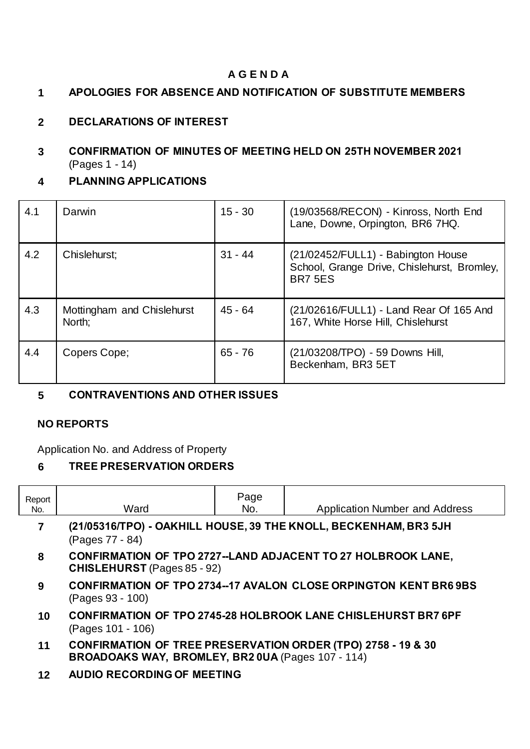**A G E N D A**

**1 APOLOGIES FOR ABSENCE AND NOTIFICATION OF SUBSTITUTE MEMBERS**

**2 DECLARATIONS OF INTEREST**

**3 CONFIRMATION OF MINUTES OF MEETING HELD ON 25TH NOVEMBER 2021** (Pages 1 - 14)

**4 PLANNING APPLICATIONS**

| | | | |
|---|---|---|---|
| 4.1 | Darwin | 15 - 30 | (19/03568/RECON) - Kinross, North End Lane, Downe, Orpington, BR6 7HQ. |
| 4.2 | Chislehurst; | 31 - 44 | (21/02452/FULL1) - Babington House School, Grange Drive, Chislehurst, Bromley, BR7 5ES |
| 4.3 | Mottingham and Chislehurst North; | 45 - 64 | (21/02616/FULL1) - Land Rear Of 165 And 167, White Horse Hill, Chislehurst |
| 4.4 | Copers Cope; | 65 - 76 | (21/03208/TPO) - 59 Downs Hill, Beckenham, BR3 5ET |

**5 CONTRAVENTIONS AND OTHER ISSUES**

**NO REPORTS**

Application No. and Address of Property

**6 TREE PRESERVATION ORDERS**

| Report No. | Ward | Page No. | Application Number and Address |
|---|---|---|---|

**7 (21/05316/TPO) - OAKHILL HOUSE, 39 THE KNOLL, BECKENHAM, BR3 5JH** (Pages 77 - 84)

**8 CONFIRMATION OF TPO 2727--LAND ADJACENT TO 27 HOLBROOK LANE, CHISLEHURST** (Pages 85 - 92)

**9 CONFIRMATION OF TPO 2734--17 AVALON CLOSE ORPINGTON KENT BR6 9BS** (Pages 93 - 100)

**10 CONFIRMATION OF TPO 2745-28 HOLBROOK LANE CHISLEHURST BR7 6PF** (Pages 101 - 106)

**11 CONFIRMATION OF TREE PRESERVATION ORDER (TPO) 2758 - 19 & 30 BROADOAKS WAY, BROMLEY, BR2 0UA** (Pages 107 - 114)

**12 AUDIO RECORDING OF MEETING**